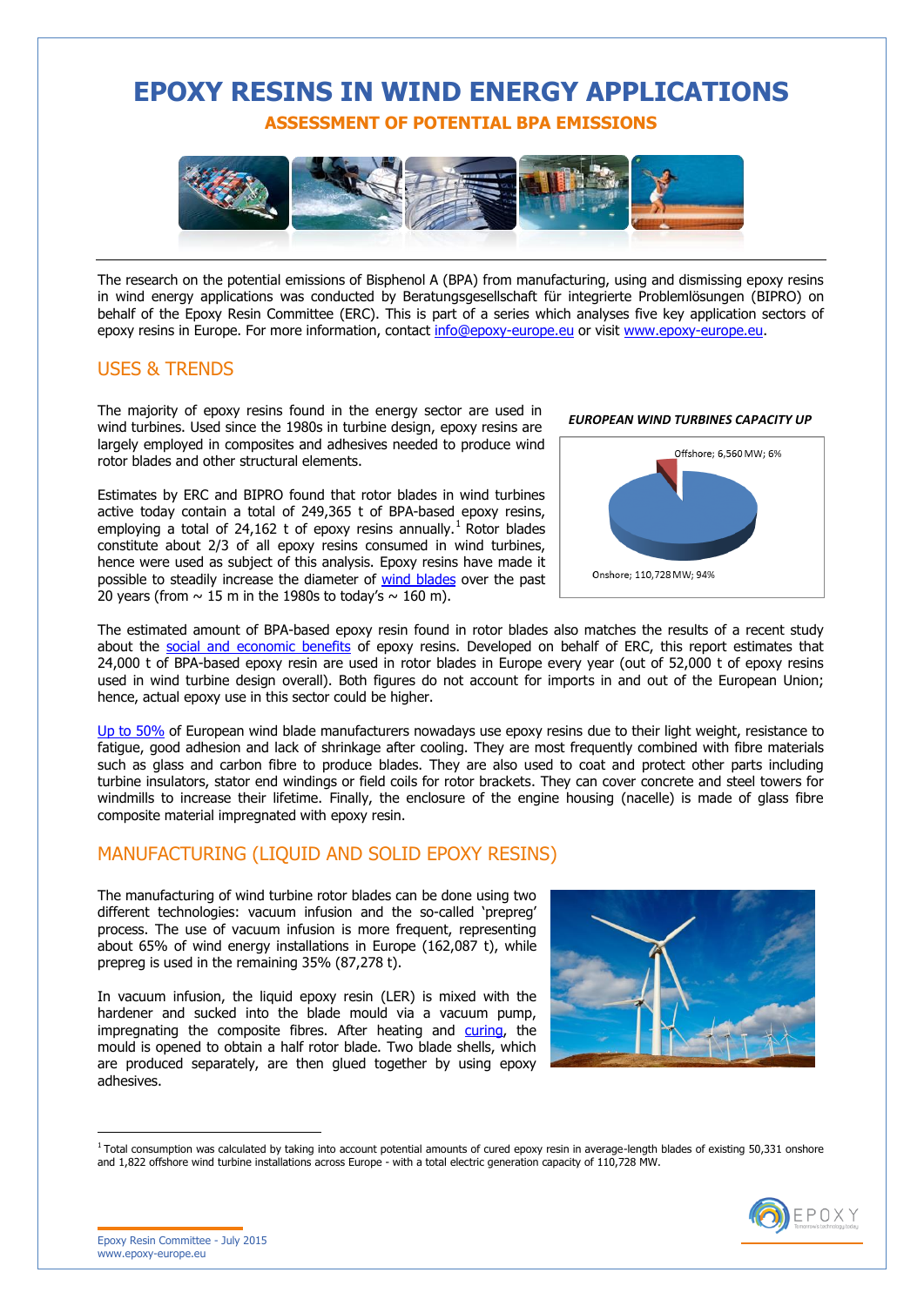# EPOXY RESINS IN WIND ENERGY APPLICATIONS

## ASSESSMENT OF POTENTIAL BPA EMISSIONS

The research on the potential emissions of Bisphenol A (BPA) from manufacturing, using and dismissing epoxy resins in wind energy applications was conducted by Beratungsgesellschaft für integrierte Problemlösungen (BIPRO) on behalf of the Epoxy Resin Committee (ERC). This is part of a series which analyses five key application sectors of epoxy resins in Europe. For more information, contact info@epoxy-europe.eu or visit www.epoxy-europe.eu.

## USES & TRENDS

The majority of epoxy resins found in the energy sector are used in wind turbines. Used since the 1980s in turbine design, epoxy resins are largely employed in composites and adhesives needed to produce wind rotor blades and other structural elements.

Estimates by ERC and BIPRO found that rotor blades in wind turbines active today contain a total of 249,365 t of BPA-based epoxy resins, employing a total of 24,162 t of epoxy resins annually.[1] Rotor blades constitute about 2/3 of all epoxy resins consumed in wind turbines, hence were used as subject of this analysis. Epoxy resins have made it possible to steadily increase the diameter of wind blades over the past 20 years (from ~ 15 m in the 1980s to today's ~ 160 m).

***EUROPEAN WIND TURBINES CAPACITY UP***

Offshore; 6,560 MW; 6%

Onshore; 110,728 MW; 94%

The estimated amount of BPA-based epoxy resin found in rotor blades also matches the results of a recent study about the social and economic benefits of epoxy resins. Developed on behalf of ERC, this report estimates that 24,000 t of BPA-based epoxy resin are used in rotor blades in Europe every year (out of 52,000 t of epoxy resins used in wind turbine design overall). Both figures do not account for imports in and out of the European Union; hence, actual epoxy use in this sector could be higher.

Up to 50% of European wind blade manufacturers nowadays use epoxy resins due to their light weight, resistance to fatigue, good adhesion and lack of shrinkage after cooling. They are most frequently combined with fibre materials such as glass and carbon fibre to produce blades. They are also used to coat and protect other parts including turbine insulators, stator end windings or field coils for rotor brackets. They can cover concrete and steel towers for windmills to increase their lifetime. Finally, the enclosure of the engine housing (nacelle) is made of glass fibre composite material impregnated with epoxy resin.

## MANUFACTURING (LIQUID AND SOLID EPOXY RESINS)

The manufacturing of wind turbine rotor blades can be done using two different technologies: vacuum infusion and the so-called 'prepreg' process. The use of vacuum infusion is more frequent, representing about 65% of wind energy installations in Europe (162,087 t), while prepreg is used in the remaining 35% (87,278 t).

In vacuum infusion, the liquid epoxy resin (LER) is mixed with the hardener and sucked into the blade mould via a vacuum pump, impregnating the composite fibres. After heating and curing, the mould is opened to obtain a half rotor blade. Two blade shells, which are produced separately, are then glued together by using epoxy adhesives.

[1] Total consumption was calculated by taking into account potential amounts of cured epoxy resin in average-length blades of existing 50,331 onshore and 1,822 offshore wind turbine installations across Europe - with a total electric generation capacity of 110,728 MW.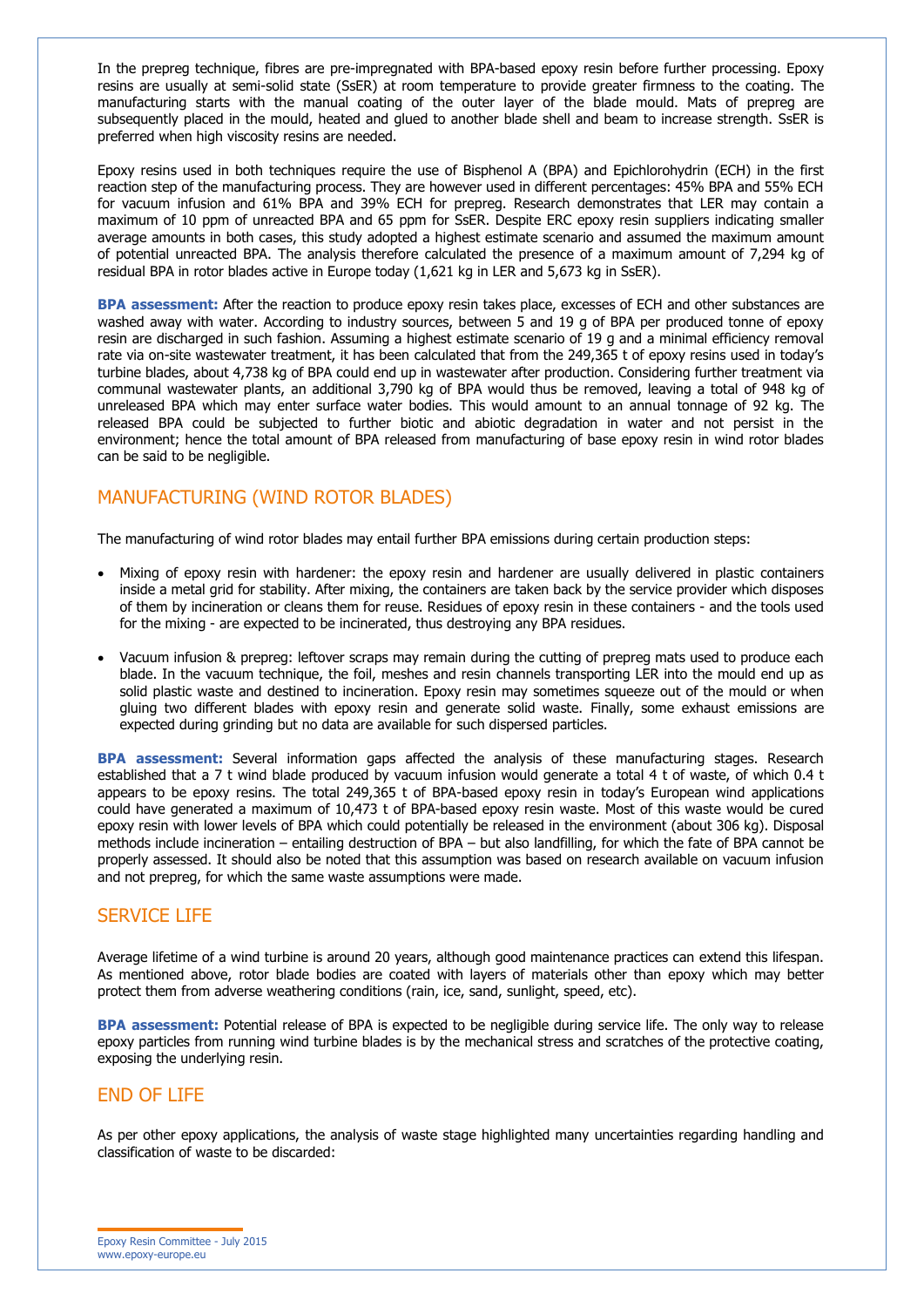In the prepreg technique, fibres are pre-impregnated with BPA-based epoxy resin before further processing. Epoxy resins are usually at semi-solid state (SsER) at room temperature to provide greater firmness to the coating. The manufacturing starts with the manual coating of the outer layer of the blade mould. Mats of prepreg are subsequently placed in the mould, heated and glued to another blade shell and beam to increase strength. SsER is preferred when high viscosity resins are needed.

Epoxy resins used in both techniques require the use of Bisphenol A (BPA) and Epichlorohydrin (ECH) in the first reaction step of the manufacturing process. They are however used in different percentages: 45% BPA and 55% ECH for vacuum infusion and 61% BPA and 39% ECH for prepreg. Research demonstrates that LER may contain a maximum of 10 ppm of unreacted BPA and 65 ppm for SsER. Despite ERC epoxy resin suppliers indicating smaller average amounts in both cases, this study adopted a highest estimate scenario and assumed the maximum amount of potential unreacted BPA. The analysis therefore calculated the presence of a maximum amount of 7,294 kg of residual BPA in rotor blades active in Europe today (1,621 kg in LER and 5,673 kg in SsER).

**BPA assessment:** After the reaction to produce epoxy resin takes place, excesses of ECH and other substances are washed away with water. According to industry sources, between 5 and 19 g of BPA per produced tonne of epoxy resin are discharged in such fashion. Assuming a highest estimate scenario of 19 g and a minimal efficiency removal rate via on-site wastewater treatment, it has been calculated that from the 249,365 t of epoxy resins used in today's turbine blades, about 4,738 kg of BPA could end up in wastewater after production. Considering further treatment via communal wastewater plants, an additional 3,790 kg of BPA would thus be removed, leaving a total of 948 kg of unreleased BPA which may enter surface water bodies. This would amount to an annual tonnage of 92 kg. The released BPA could be subjected to further biotic and abiotic degradation in water and not persist in the environment; hence the total amount of BPA released from manufacturing of base epoxy resin in wind rotor blades can be said to be negligible.

## MANUFACTURING (WIND ROTOR BLADES)

The manufacturing of wind rotor blades may entail further BPA emissions during certain production steps:

- Mixing of epoxy resin with hardener: the epoxy resin and hardener are usually delivered in plastic containers inside a metal grid for stability. After mixing, the containers are taken back by the service provider which disposes of them by incineration or cleans them for reuse. Residues of epoxy resin in these containers - and the tools used for the mixing - are expected to be incinerated, thus destroying any BPA residues.
- Vacuum infusion & prepreg: leftover scraps may remain during the cutting of prepreg mats used to produce each blade. In the vacuum technique, the foil, meshes and resin channels transporting LER into the mould end up as solid plastic waste and destined to incineration. Epoxy resin may sometimes squeeze out of the mould or when gluing two different blades with epoxy resin and generate solid waste. Finally, some exhaust emissions are expected during grinding but no data are available for such dispersed particles.

**BPA assessment:** Several information gaps affected the analysis of these manufacturing stages. Research established that a 7 t wind blade produced by vacuum infusion would generate a total 4 t of waste, of which 0.4 t appears to be epoxy resins. The total 249,365 t of BPA-based epoxy resin in today's European wind applications could have generated a maximum of 10,473 t of BPA-based epoxy resin waste. Most of this waste would be cured epoxy resin with lower levels of BPA which could potentially be released in the environment (about 306 kg). Disposal methods include incineration – entailing destruction of BPA – but also landfilling, for which the fate of BPA cannot be properly assessed. It should also be noted that this assumption was based on research available on vacuum infusion and not prepreg, for which the same waste assumptions were made.

## SERVICE LIFE

Average lifetime of a wind turbine is around 20 years, although good maintenance practices can extend this lifespan. As mentioned above, rotor blade bodies are coated with layers of materials other than epoxy which may better protect them from adverse weathering conditions (rain, ice, sand, sunlight, speed, etc).

**BPA assessment:** Potential release of BPA is expected to be negligible during service life. The only way to release epoxy particles from running wind turbine blades is by the mechanical stress and scratches of the protective coating, exposing the underlying resin.

## END OF LIFE

As per other epoxy applications, the analysis of waste stage highlighted many uncertainties regarding handling and classification of waste to be discarded: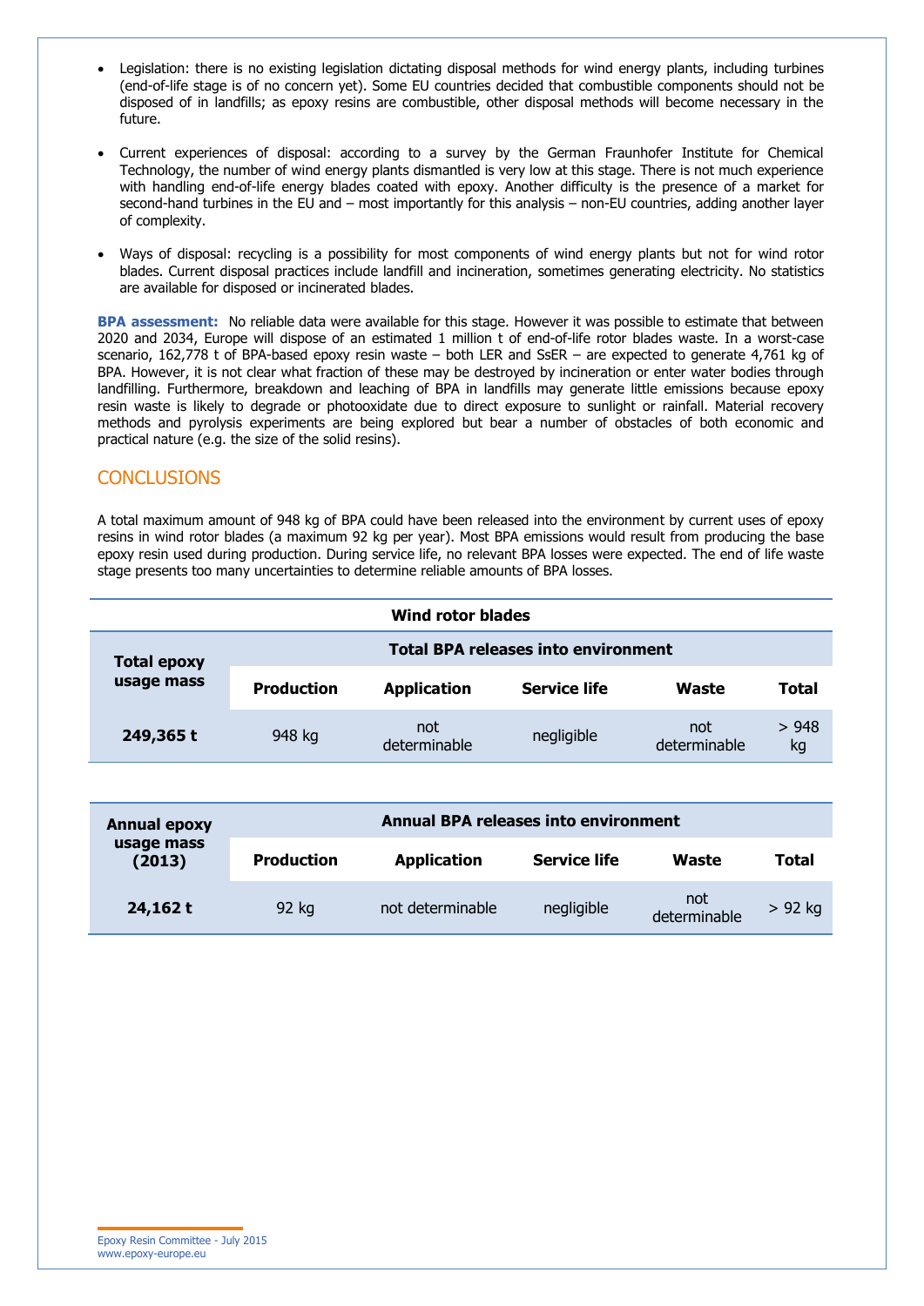- Legislation: there is no existing legislation dictating disposal methods for wind energy plants, including turbines (end-of-life stage is of no concern yet). Some EU countries decided that combustible components should not be disposed of in landfills; as epoxy resins are combustible, other disposal methods will become necessary in the future.

- Current experiences of disposal: according to a survey by the German Fraunhofer Institute for Chemical Technology, the number of wind energy plants dismantled is very low at this stage. There is not much experience with handling end-of-life energy blades coated with epoxy. Another difficulty is the presence of a market for second-hand turbines in the EU and – most importantly for this analysis – non-EU countries, adding another layer of complexity.

- Ways of disposal: recycling is a possibility for most components of wind energy plants but not for wind rotor blades. Current disposal practices include landfill and incineration, sometimes generating electricity. No statistics are available for disposed or incinerated blades.

**BPA assessment:** No reliable data were available for this stage. However it was possible to estimate that between 2020 and 2034, Europe will dispose of an estimated 1 million t of end-of-life rotor blades waste. In a worst-case scenario, 162,778 t of BPA-based epoxy resin waste – both LER and SsER – are expected to generate 4,761 kg of BPA. However, it is not clear what fraction of these may be destroyed by incineration or enter water bodies through landfilling. Furthermore, breakdown and leaching of BPA in landfills may generate little emissions because epoxy resin waste is likely to degrade or photooxidate due to direct exposure to sunlight or rainfall. Material recovery methods and pyrolysis experiments are being explored but bear a number of obstacles of both economic and practical nature (e.g. the size of the solid resins).

## CONCLUSIONS

A total maximum amount of 948 kg of BPA could have been released into the environment by current uses of epoxy resins in wind rotor blades (a maximum 92 kg per year). Most BPA emissions would result from producing the base epoxy resin used during production. During service life, no relevant BPA losses were expected. The end of life waste stage presents too many uncertainties to determine reliable amounts of BPA losses.

**Wind rotor blades**

| Total epoxy usage mass | Total BPA releases into environment | | | | |
|---|---|---|---|---|---|
| | Production | Application | Service life | Waste | Total |
| 249,365 t | 948 kg | not determinable | negligible | not determinable | > 948 kg |

| Annual epoxy usage mass (2013) | Annual BPA releases into environment | | | | |
|---|---|---|---|---|---|
| | Production | Application | Service life | Waste | Total |
| 24,162 t | 92 kg | not determinable | negligible | not determinable | > 92 kg |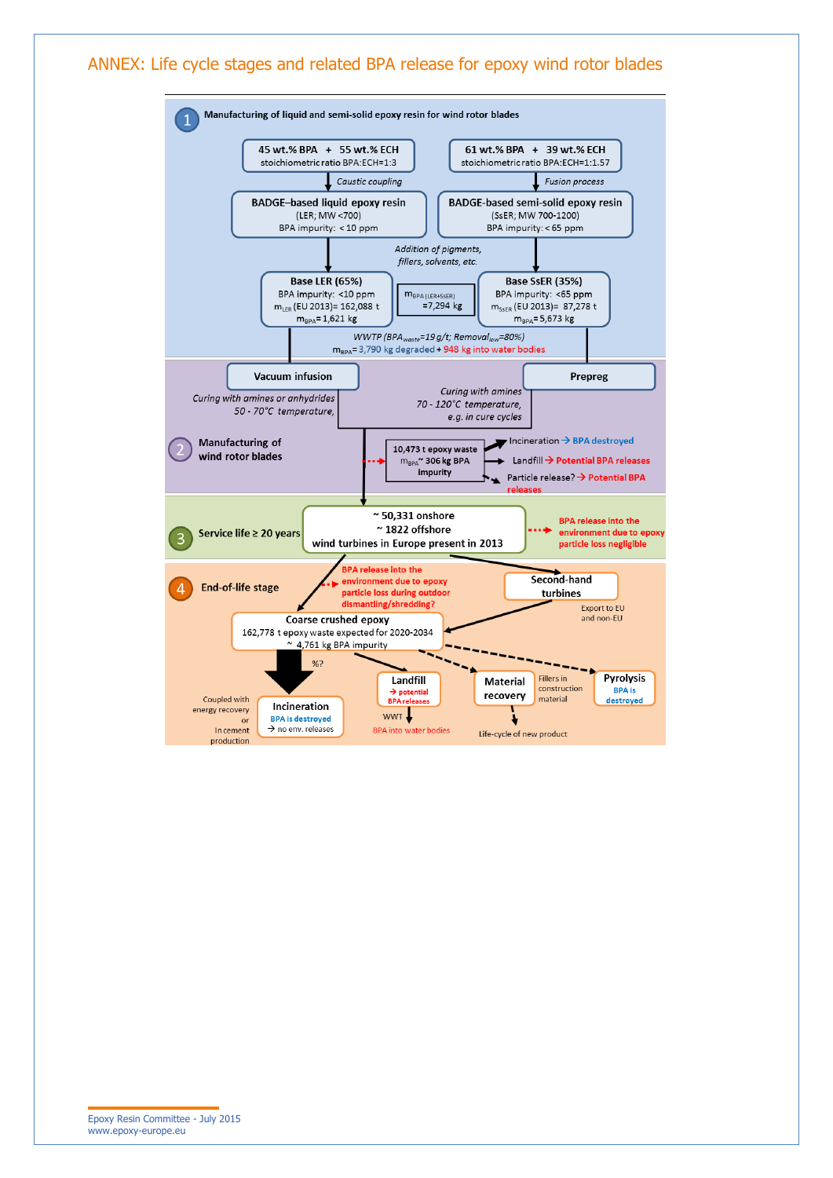## ANNEX: Life cycle stages and related BPA release for epoxy wind rotor blades

1 Manufacturing of liquid and semi-solid epoxy resin for wind rotor blades

45 wt.% BPA + 55 wt.% ECH
stoichiometric ratio BPA:ECH=1:3

*Caustic coupling*

BADGE–based liquid epoxy resin
(LER; MW <700)
BPA impurity: < 10 ppm

61 wt.% BPA + 39 wt.% ECH
stoichiometric ratio BPA:ECH=1:1.57

*Fusion process*

BADGE-based semi-solid epoxy resin
(SsER; MW 700-1200)
BPA impurity: < 65 ppm

*Addition of pigments, fillers, solvents, etc.*

Base LER (65%)
BPA impurity: <10 ppm
$m_{LER}$ (EU 2013)= 162,088 t
$m_{BPA}$= 1,621 kg

$m_{BPA\,(LER+SsER)}$ =7,294 kg

Base SsER (35%)
BPA impurity: <65 ppm
$m_{SsER}$ (EU 2013)= 87,278 t
$m_{BPA}$= 5,673 kg

*WWTP ($BPA_{waste}$=19 g/t; $Removal_{low}$=80%)*
$m_{BPA}$= 3,790 kg degraded + 948 kg into water bodies

2 Manufacturing of wind rotor blades

Vacuum infusion
*Curing with amines or anhydrides 50 - 70°C temperature,*

Prepreg
*Curing with amines 70 - 120°C temperature, e.g. in cure cycles*

10,473 t epoxy waste
$m_{BPA}$~ 306 kg BPA impurity

Incineration → BPA destroyed
Landfill → Potential BPA releases
Particle release? → Potential BPA releases

3 Service life ≥ 20 years

~ 50,331 onshore
~ 1822 offshore
wind turbines in Europe present in 2013

BPA release into the environment due to epoxy particle loss negligible

4 End-of-life stage

BPA release into the environment due to epoxy particle loss during outdoor dismantling/shredding?

Second-hand turbines
Export to EU and non-EU

Coarse crushed epoxy
162,778 t epoxy waste expected for 2020-2034
~ 4,761 kg BPA impurity

%?

Incineration
BPA is destroyed
→ no env. releases

Coupled with energy recovery or In cement production

Landfill
→ potential BPA releases
WWT
BPA into water bodies

Material recovery
Fillers in construction material
Life-cycle of new product

Pyrolysis
BPA is destroyed

Epoxy Resin Committee - July 2015
www.epoxy-europe.eu